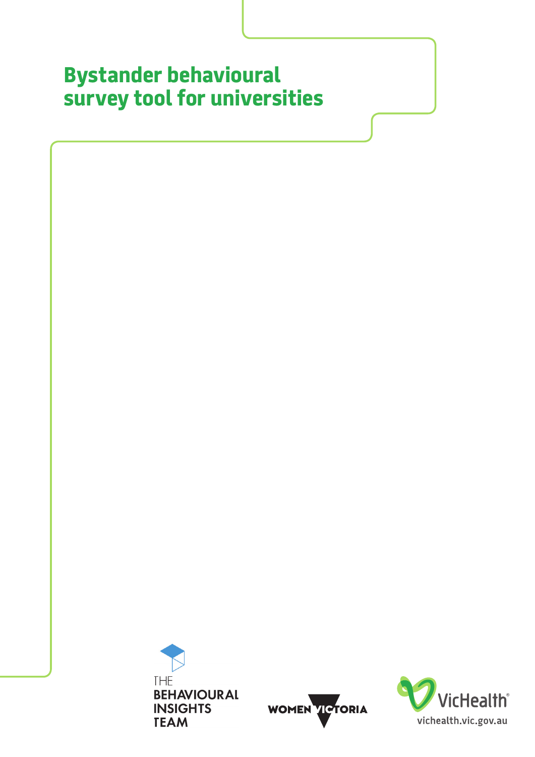# Bystander behavioural survey tool for universities

THE BEHAVIOURAL INSIGHTS TEAM

WOMEN VICTORIA

VicHealth

vichealth.vic.gov.au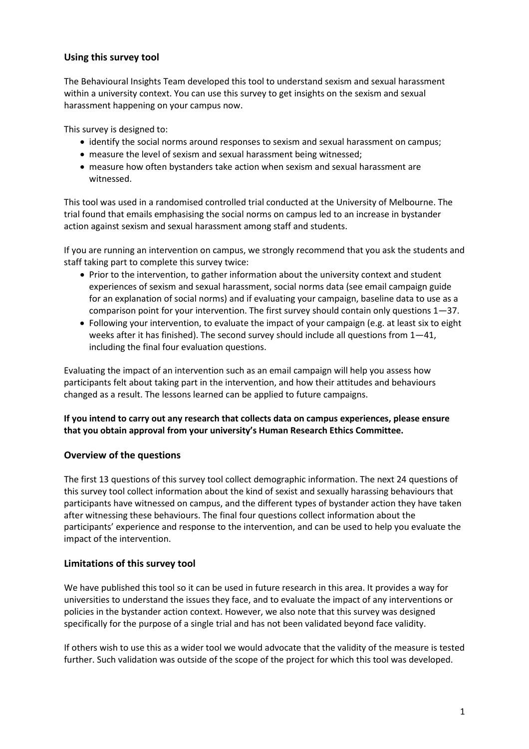## Using this survey tool

The Behavioural Insights Team developed this tool to understand sexism and sexual harassment within a university context. You can use this survey to get insights on the sexism and sexual harassment happening on your campus now.

This survey is designed to:

- identify the social norms around responses to sexism and sexual harassment on campus;
- measure the level of sexism and sexual harassment being witnessed;
- measure how often bystanders take action when sexism and sexual harassment are witnessed.

This tool was used in a randomised controlled trial conducted at the University of Melbourne. The trial found that emails emphasising the social norms on campus led to an increase in bystander action against sexism and sexual harassment among staff and students.

If you are running an intervention on campus, we strongly recommend that you ask the students and staff taking part to complete this survey twice:

- Prior to the intervention, to gather information about the university context and student experiences of sexism and sexual harassment, social norms data (see email campaign guide for an explanation of social norms) and if evaluating your campaign, baseline data to use as a comparison point for your intervention. The first survey should contain only questions 1—37.
- Following your intervention, to evaluate the impact of your campaign (e.g. at least six to eight weeks after it has finished). The second survey should include all questions from 1—41, including the final four evaluation questions.

Evaluating the impact of an intervention such as an email campaign will help you assess how participants felt about taking part in the intervention, and how their attitudes and behaviours changed as a result. The lessons learned can be applied to future campaigns.

**If you intend to carry out any research that collects data on campus experiences, please ensure that you obtain approval from your university's Human Research Ethics Committee.**

## Overview of the questions

The first 13 questions of this survey tool collect demographic information. The next 24 questions of this survey tool collect information about the kind of sexist and sexually harassing behaviours that participants have witnessed on campus, and the different types of bystander action they have taken after witnessing these behaviours. The final four questions collect information about the participants' experience and response to the intervention, and can be used to help you evaluate the impact of the intervention.

## Limitations of this survey tool

We have published this tool so it can be used in future research in this area. It provides a way for universities to understand the issues they face, and to evaluate the impact of any interventions or policies in the bystander action context. However, we also note that this survey was designed specifically for the purpose of a single trial and has not been validated beyond face validity.

If others wish to use this as a wider tool we would advocate that the validity of the measure is tested further. Such validation was outside of the scope of the project for which this tool was developed.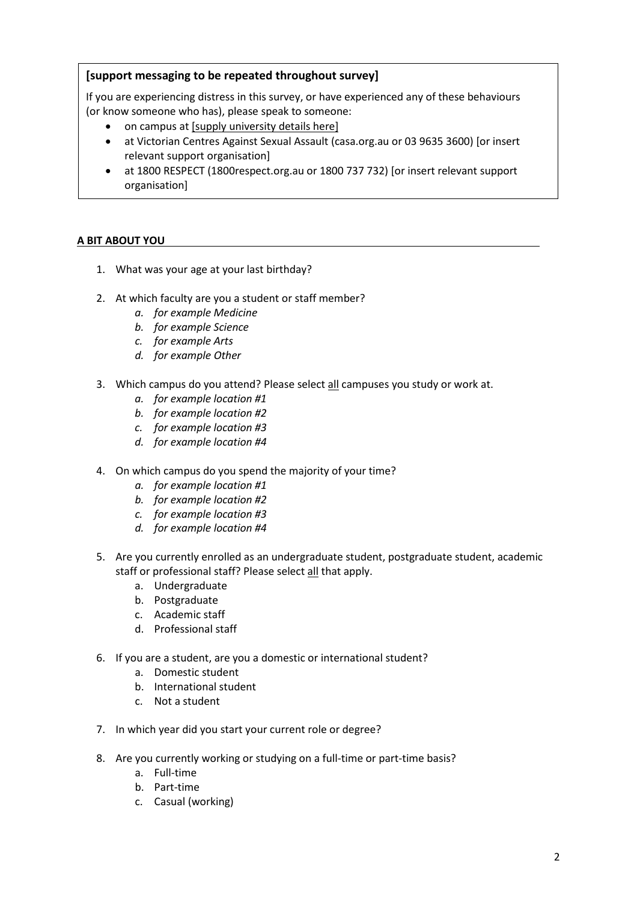**[support messaging to be repeated throughout survey]**

If you are experiencing distress in this survey, or have experienced any of these behaviours (or know someone who has), please speak to someone:

- on campus at [supply university details here]
- at Victorian Centres Against Sexual Assault (casa.org.au or 03 9635 3600) [or insert relevant support organisation]
- at 1800 RESPECT (1800respect.org.au or 1800 737 732) [or insert relevant support organisation]

## A BIT ABOUT YOU

1. What was your age at your last birthday?

2. At which faculty are you a student or staff member?
   a. *for example Medicine*
   b. *for example Science*
   c. *for example Arts*
   d. *for example Other*

3. Which campus do you attend? Please select all campuses you study or work at.
   a. *for example location #1*
   b. *for example location #2*
   c. *for example location #3*
   d. *for example location #4*

4. On which campus do you spend the majority of your time?
   a. *for example location #1*
   b. *for example location #2*
   c. *for example location #3*
   d. *for example location #4*

5. Are you currently enrolled as an undergraduate student, postgraduate student, academic staff or professional staff? Please select all that apply.
   a. Undergraduate
   b. Postgraduate
   c. Academic staff
   d. Professional staff

6. If you are a student, are you a domestic or international student?
   a. Domestic student
   b. International student
   c. Not a student

7. In which year did you start your current role or degree?

8. Are you currently working or studying on a full-time or part-time basis?
   a. Full-time
   b. Part-time
   c. Casual (working)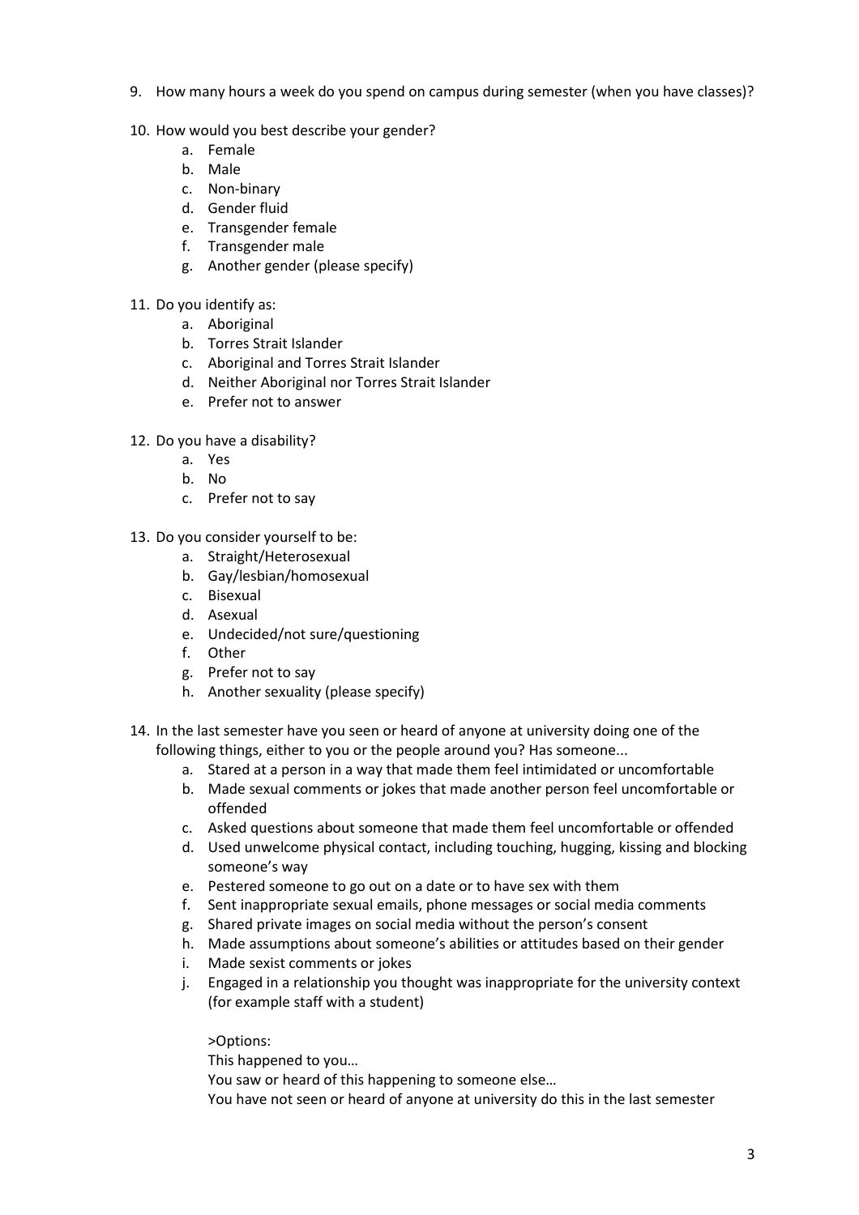9. How many hours a week do you spend on campus during semester (when you have classes)?

10. How would you best describe your gender?
    a. Female
    b. Male
    c. Non-binary
    d. Gender fluid
    e. Transgender female
    f. Transgender male
    g. Another gender (please specify)

11. Do you identify as:
    a. Aboriginal
    b. Torres Strait Islander
    c. Aboriginal and Torres Strait Islander
    d. Neither Aboriginal nor Torres Strait Islander
    e. Prefer not to answer

12. Do you have a disability?
    a. Yes
    b. No
    c. Prefer not to say

13. Do you consider yourself to be:
    a. Straight/Heterosexual
    b. Gay/lesbian/homosexual
    c. Bisexual
    d. Asexual
    e. Undecided/not sure/questioning
    f. Other
    g. Prefer not to say
    h. Another sexuality (please specify)

14. In the last semester have you seen or heard of anyone at university doing one of the following things, either to you or the people around you? Has someone...
    a. Stared at a person in a way that made them feel intimidated or uncomfortable
    b. Made sexual comments or jokes that made another person feel uncomfortable or offended
    c. Asked questions about someone that made them feel uncomfortable or offended
    d. Used unwelcome physical contact, including touching, hugging, kissing and blocking someone's way
    e. Pestered someone to go out on a date or to have sex with them
    f. Sent inappropriate sexual emails, phone messages or social media comments
    g. Shared private images on social media without the person's consent
    h. Made assumptions about someone's abilities or attitudes based on their gender
    i. Made sexist comments or jokes
    j. Engaged in a relationship you thought was inappropriate for the university context (for example staff with a student)

    >Options:
    This happened to you…
    You saw or heard of this happening to someone else…
    You have not seen or heard of anyone at university do this in the last semester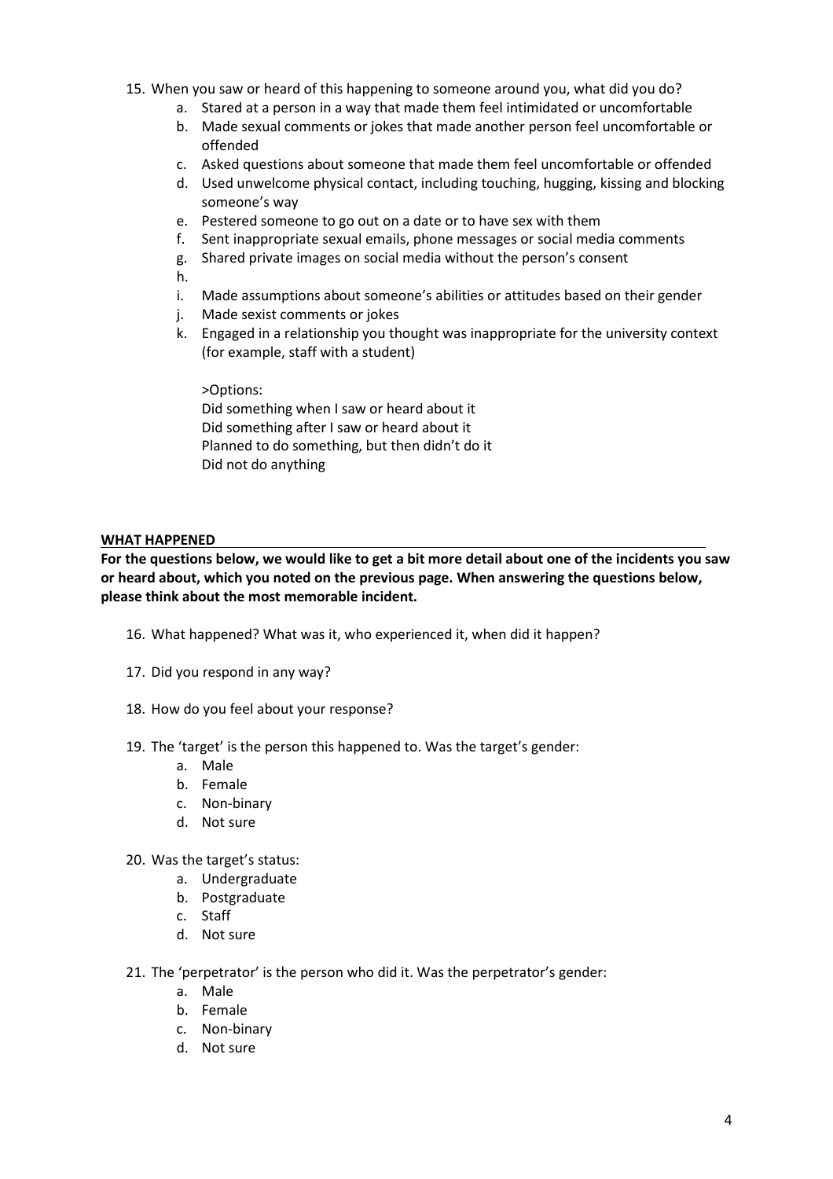15. When you saw or heard of this happening to someone around you, what did you do?
    a. Stared at a person in a way that made them feel intimidated or uncomfortable
    b. Made sexual comments or jokes that made another person feel uncomfortable or offended
    c. Asked questions about someone that made them feel uncomfortable or offended
    d. Used unwelcome physical contact, including touching, hugging, kissing and blocking someone's way
    e. Pestered someone to go out on a date or to have sex with them
    f. Sent inappropriate sexual emails, phone messages or social media comments
    g. Shared private images on social media without the person's consent
    h. 
    i. Made assumptions about someone's abilities or attitudes based on their gender
    j. Made sexist comments or jokes
    k. Engaged in a relationship you thought was inappropriate for the university context (for example, staff with a student)

    >Options:
    Did something when I saw or heard about it
    Did something after I saw or heard about it
    Planned to do something, but then didn't do it
    Did not do anything

**WHAT HAPPENED**

**For the questions below, we would like to get a bit more detail about one of the incidents you saw or heard about, which you noted on the previous page. When answering the questions below, please think about the most memorable incident.**

16. What happened? What was it, who experienced it, when did it happen?

17. Did you respond in any way?

18. How do you feel about your response?

19. The 'target' is the person this happened to. Was the target's gender:
    a. Male
    b. Female
    c. Non-binary
    d. Not sure

20. Was the target's status:
    a. Undergraduate
    b. Postgraduate
    c. Staff
    d. Not sure

21. The 'perpetrator' is the person who did it. Was the perpetrator's gender:
    a. Male
    b. Female
    c. Non-binary
    d. Not sure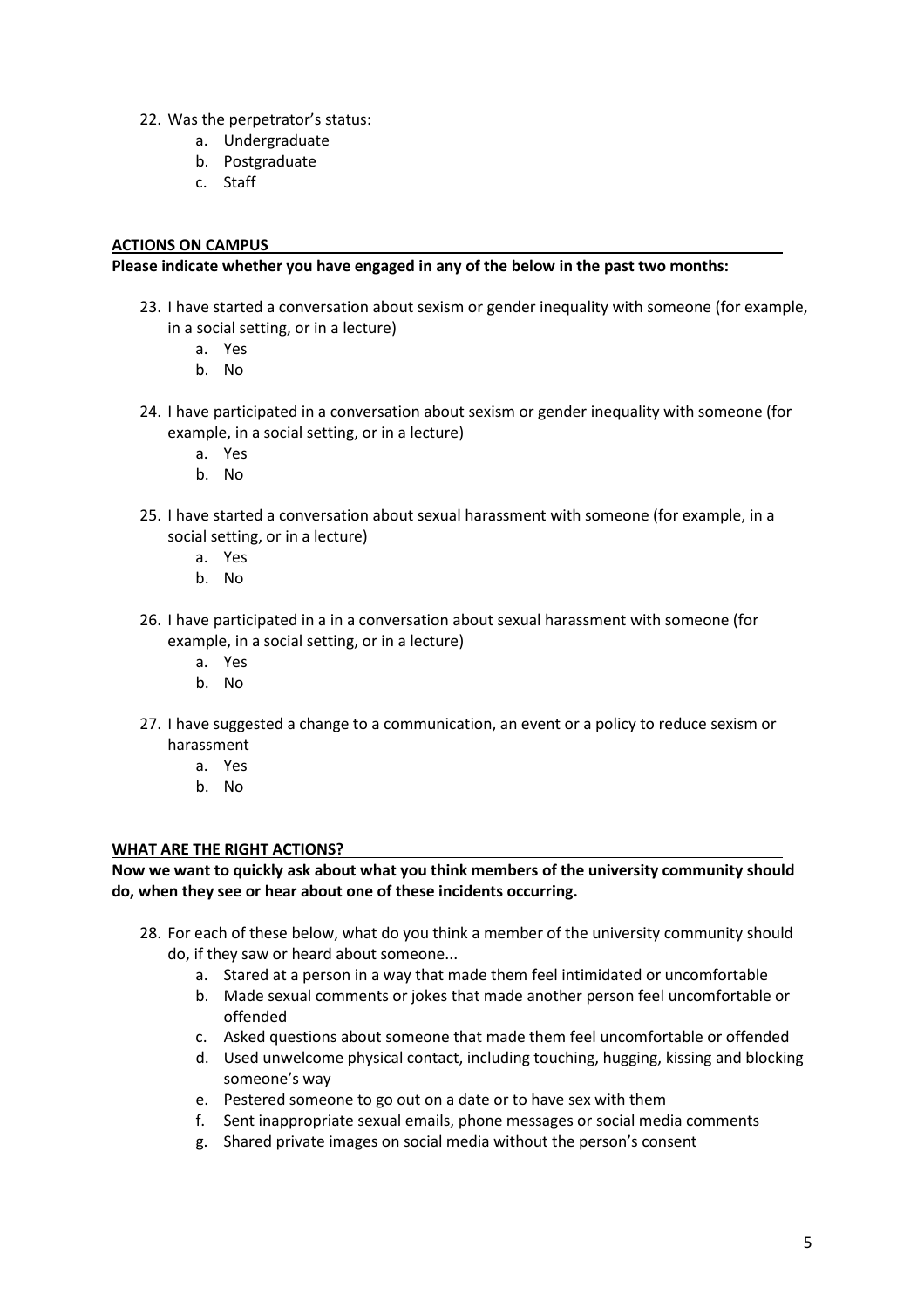22. Was the perpetrator's status:
    a. Undergraduate
    b. Postgraduate
    c. Staff

**ACTIONS ON CAMPUS**

**Please indicate whether you have engaged in any of the below in the past two months:**

23. I have started a conversation about sexism or gender inequality with someone (for example, in a social setting, or in a lecture)
    a. Yes
    b. No

24. I have participated in a conversation about sexism or gender inequality with someone (for example, in a social setting, or in a lecture)
    a. Yes
    b. No

25. I have started a conversation about sexual harassment with someone (for example, in a social setting, or in a lecture)
    a. Yes
    b. No

26. I have participated in a in a conversation about sexual harassment with someone (for example, in a social setting, or in a lecture)
    a. Yes
    b. No

27. I have suggested a change to a communication, an event or a policy to reduce sexism or harassment
    a. Yes
    b. No

**WHAT ARE THE RIGHT ACTIONS?**

**Now we want to quickly ask about what you think members of the university community should do, when they see or hear about one of these incidents occurring.**

28. For each of these below, what do you think a member of the university community should do, if they saw or heard about someone...
    a. Stared at a person in a way that made them feel intimidated or uncomfortable
    b. Made sexual comments or jokes that made another person feel uncomfortable or offended
    c. Asked questions about someone that made them feel uncomfortable or offended
    d. Used unwelcome physical contact, including touching, hugging, kissing and blocking someone's way
    e. Pestered someone to go out on a date or to have sex with them
    f. Sent inappropriate sexual emails, phone messages or social media comments
    g. Shared private images on social media without the person's consent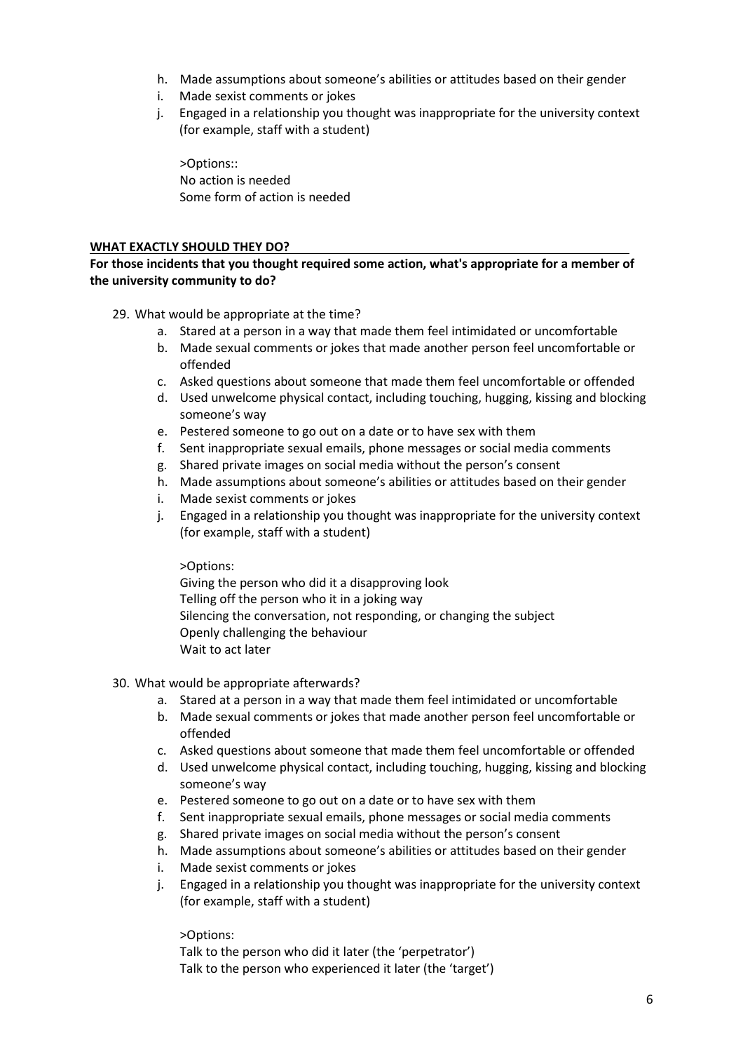h. Made assumptions about someone's abilities or attitudes based on their gender
i. Made sexist comments or jokes
j. Engaged in a relationship you thought was inappropriate for the university context (for example, staff with a student)

>Options::
No action is needed
Some form of action is needed

**WHAT EXACTLY SHOULD THEY DO?**

**For those incidents that you thought required some action, what's appropriate for a member of the university community to do?**

29. What would be appropriate at the time?
    a. Stared at a person in a way that made them feel intimidated or uncomfortable
    b. Made sexual comments or jokes that made another person feel uncomfortable or offended
    c. Asked questions about someone that made them feel uncomfortable or offended
    d. Used unwelcome physical contact, including touching, hugging, kissing and blocking someone's way
    e. Pestered someone to go out on a date or to have sex with them
    f. Sent inappropriate sexual emails, phone messages or social media comments
    g. Shared private images on social media without the person's consent
    h. Made assumptions about someone's abilities or attitudes based on their gender
    i. Made sexist comments or jokes
    j. Engaged in a relationship you thought was inappropriate for the university context (for example, staff with a student)

    >Options:
    Giving the person who did it a disapproving look
    Telling off the person who it in a joking way
    Silencing the conversation, not responding, or changing the subject
    Openly challenging the behaviour
    Wait to act later

30. What would be appropriate afterwards?
    a. Stared at a person in a way that made them feel intimidated or uncomfortable
    b. Made sexual comments or jokes that made another person feel uncomfortable or offended
    c. Asked questions about someone that made them feel uncomfortable or offended
    d. Used unwelcome physical contact, including touching, hugging, kissing and blocking someone's way
    e. Pestered someone to go out on a date or to have sex with them
    f. Sent inappropriate sexual emails, phone messages or social media comments
    g. Shared private images on social media without the person's consent
    h. Made assumptions about someone's abilities or attitudes based on their gender
    i. Made sexist comments or jokes
    j. Engaged in a relationship you thought was inappropriate for the university context (for example, staff with a student)

    >Options:
    Talk to the person who did it later (the 'perpetrator')
    Talk to the person who experienced it later (the 'target')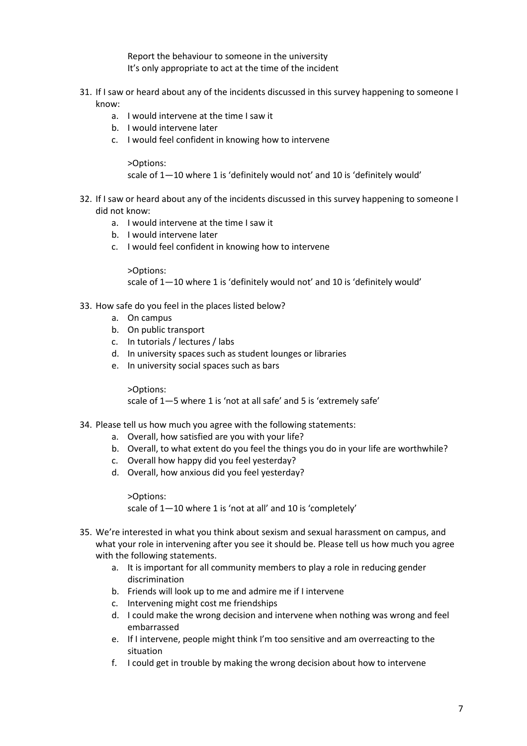Report the behaviour to someone in the university
It's only appropriate to act at the time of the incident

31. If I saw or heard about any of the incidents discussed in this survey happening to someone I know:
    a. I would intervene at the time I saw it
    b. I would intervene later
    c. I would feel confident in knowing how to intervene

    >Options:
    scale of 1—10 where 1 is 'definitely would not' and 10 is 'definitely would'

32. If I saw or heard about any of the incidents discussed in this survey happening to someone I did not know:
    a. I would intervene at the time I saw it
    b. I would intervene later
    c. I would feel confident in knowing how to intervene

    >Options:
    scale of 1—10 where 1 is 'definitely would not' and 10 is 'definitely would'

33. How safe do you feel in the places listed below?
    a. On campus
    b. On public transport
    c. In tutorials / lectures / labs
    d. In university spaces such as student lounges or libraries
    e. In university social spaces such as bars

    >Options:
    scale of 1—5 where 1 is 'not at all safe' and 5 is 'extremely safe'

34. Please tell us how much you agree with the following statements:
    a. Overall, how satisfied are you with your life?
    b. Overall, to what extent do you feel the things you do in your life are worthwhile?
    c. Overall how happy did you feel yesterday?
    d. Overall, how anxious did you feel yesterday?

    >Options:
    scale of 1—10 where 1 is 'not at all' and 10 is 'completely'

35. We're interested in what you think about sexism and sexual harassment on campus, and what your role in intervening after you see it should be. Please tell us how much you agree with the following statements.
    a. It is important for all community members to play a role in reducing gender discrimination
    b. Friends will look up to me and admire me if I intervene
    c. Intervening might cost me friendships
    d. I could make the wrong decision and intervene when nothing was wrong and feel embarrassed
    e. If I intervene, people might think I'm too sensitive and am overreacting to the situation
    f. I could get in trouble by making the wrong decision about how to intervene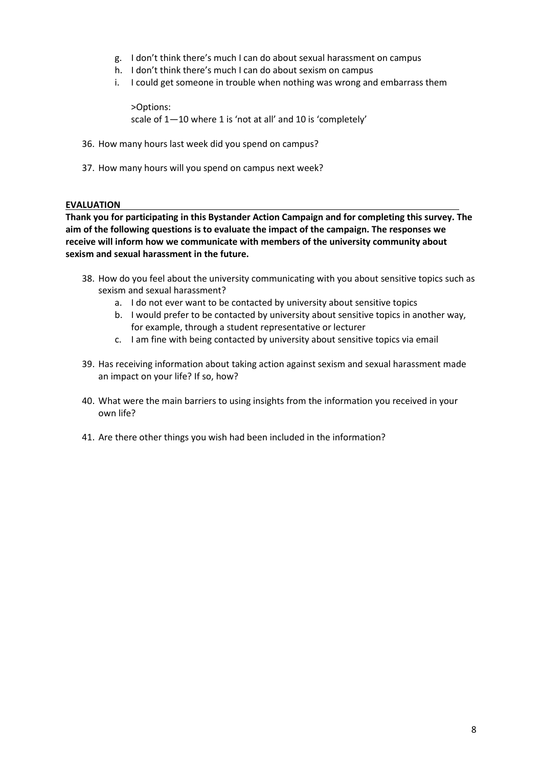g. I don't think there's much I can do about sexual harassment on campus
h. I don't think there's much I can do about sexism on campus
i. I could get someone in trouble when nothing was wrong and embarrass them

>Options:
scale of 1—10 where 1 is 'not at all' and 10 is 'completely'

36. How many hours last week did you spend on campus?

37. How many hours will you spend on campus next week?

**EVALUATION**

**Thank you for participating in this Bystander Action Campaign and for completing this survey. The aim of the following questions is to evaluate the impact of the campaign. The responses we receive will inform how we communicate with members of the university community about sexism and sexual harassment in the future.**

38. How do you feel about the university communicating with you about sensitive topics such as sexism and sexual harassment?
    a. I do not ever want to be contacted by university about sensitive topics
    b. I would prefer to be contacted by university about sensitive topics in another way, for example, through a student representative or lecturer
    c. I am fine with being contacted by university about sensitive topics via email

39. Has receiving information about taking action against sexism and sexual harassment made an impact on your life? If so, how?

40. What were the main barriers to using insights from the information you received in your own life?

41. Are there other things you wish had been included in the information?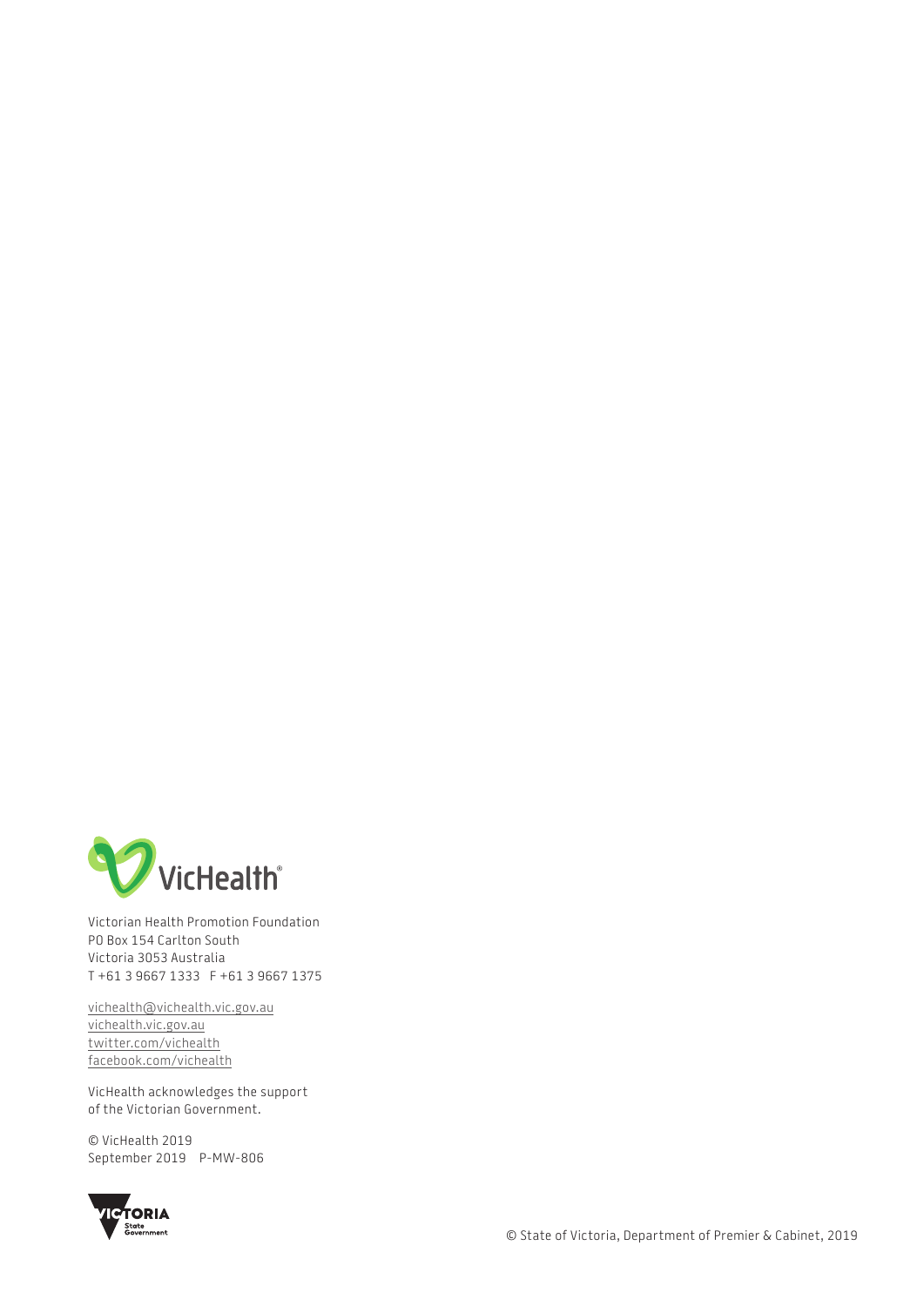Victorian Health Promotion Foundation
PO Box 154 Carlton South
Victoria 3053 Australia
T +61 3 9667 1333 F +61 3 9667 1375

vichealth@vichealth.vic.gov.au
vichealth.vic.gov.au
twitter.com/vichealth
facebook.com/vichealth

VicHealth acknowledges the support of the Victorian Government.

© VicHealth 2019
September 2019 P-MW-806

© State of Victoria, Department of Premier & Cabinet, 2019